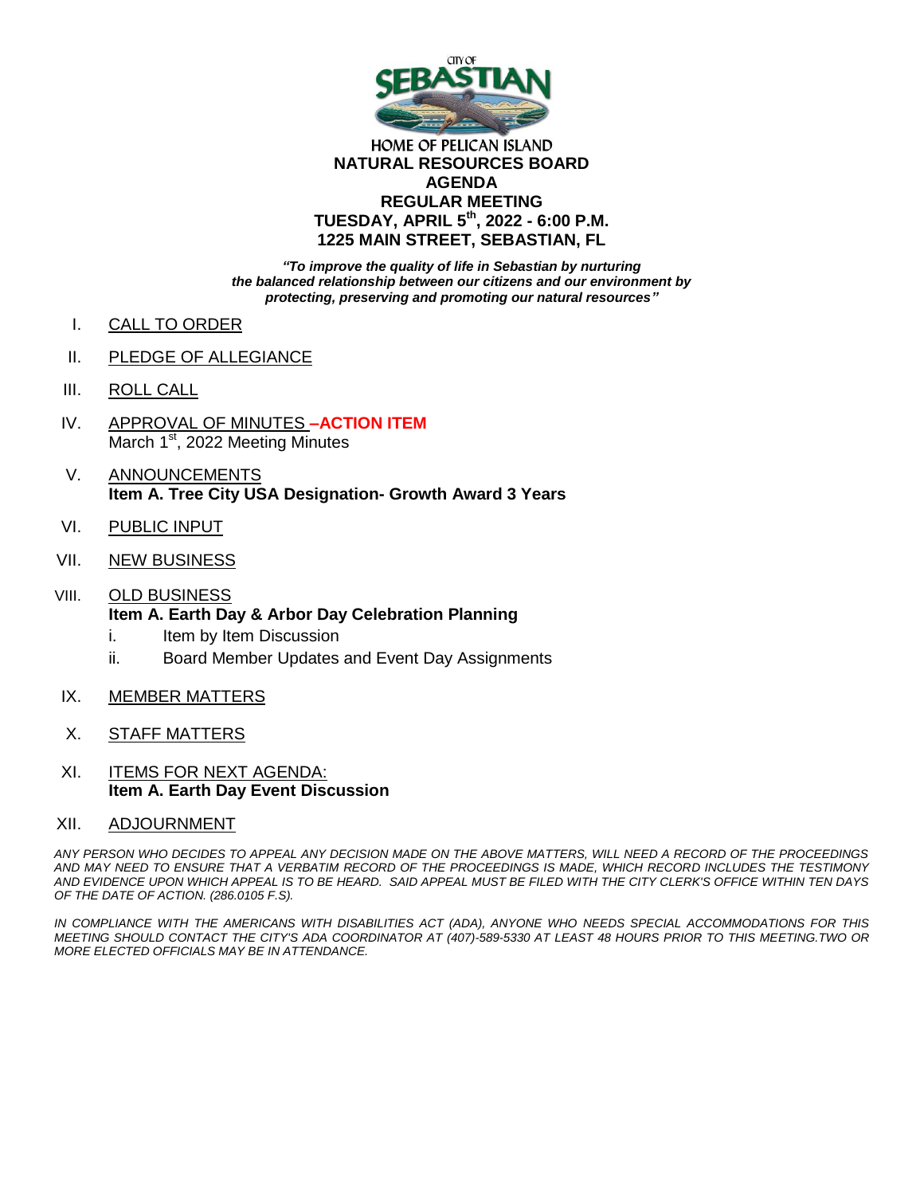CITY OF SEBASTIAN

HOME OF PELICAN ISLAND

# NATURAL RESOURCES BOARD
# AGENDA
## REGULAR MEETING
## TUESDAY, APRIL 5th, 2022 - 6:00 P.M.
## 1225 MAIN STREET, SEBASTIAN, FL

***"To improve the quality of life in Sebastian by nurturing the balanced relationship between our citizens and our environment by protecting, preserving and promoting our natural resources"***

I. CALL TO ORDER

II. PLEDGE OF ALLEGIANCE

III. ROLL CALL

IV. APPROVAL OF MINUTES **–ACTION ITEM**
March 1st, 2022 Meeting Minutes

V. ANNOUNCEMENTS
**Item A. Tree City USA Designation- Growth Award 3 Years**

VI. PUBLIC INPUT

VII. NEW BUSINESS

VIII. OLD BUSINESS
**Item A. Earth Day & Arbor Day Celebration Planning**
   i. Item by Item Discussion
   ii. Board Member Updates and Event Day Assignments

IX. MEMBER MATTERS

X. STAFF MATTERS

XI. ITEMS FOR NEXT AGENDA:
**Item A. Earth Day Event Discussion**

XII. ADJOURNMENT

*ANY PERSON WHO DECIDES TO APPEAL ANY DECISION MADE ON THE ABOVE MATTERS, WILL NEED A RECORD OF THE PROCEEDINGS AND MAY NEED TO ENSURE THAT A VERBATIM RECORD OF THE PROCEEDINGS IS MADE, WHICH RECORD INCLUDES THE TESTIMONY AND EVIDENCE UPON WHICH APPEAL IS TO BE HEARD. SAID APPEAL MUST BE FILED WITH THE CITY CLERK'S OFFICE WITHIN TEN DAYS OF THE DATE OF ACTION. (286.0105 F.S).*

*IN COMPLIANCE WITH THE AMERICANS WITH DISABILITIES ACT (ADA), ANYONE WHO NEEDS SPECIAL ACCOMMODATIONS FOR THIS MEETING SHOULD CONTACT THE CITY'S ADA COORDINATOR AT (407)-589-5330 AT LEAST 48 HOURS PRIOR TO THIS MEETING.TWO OR MORE ELECTED OFFICIALS MAY BE IN ATTENDANCE.*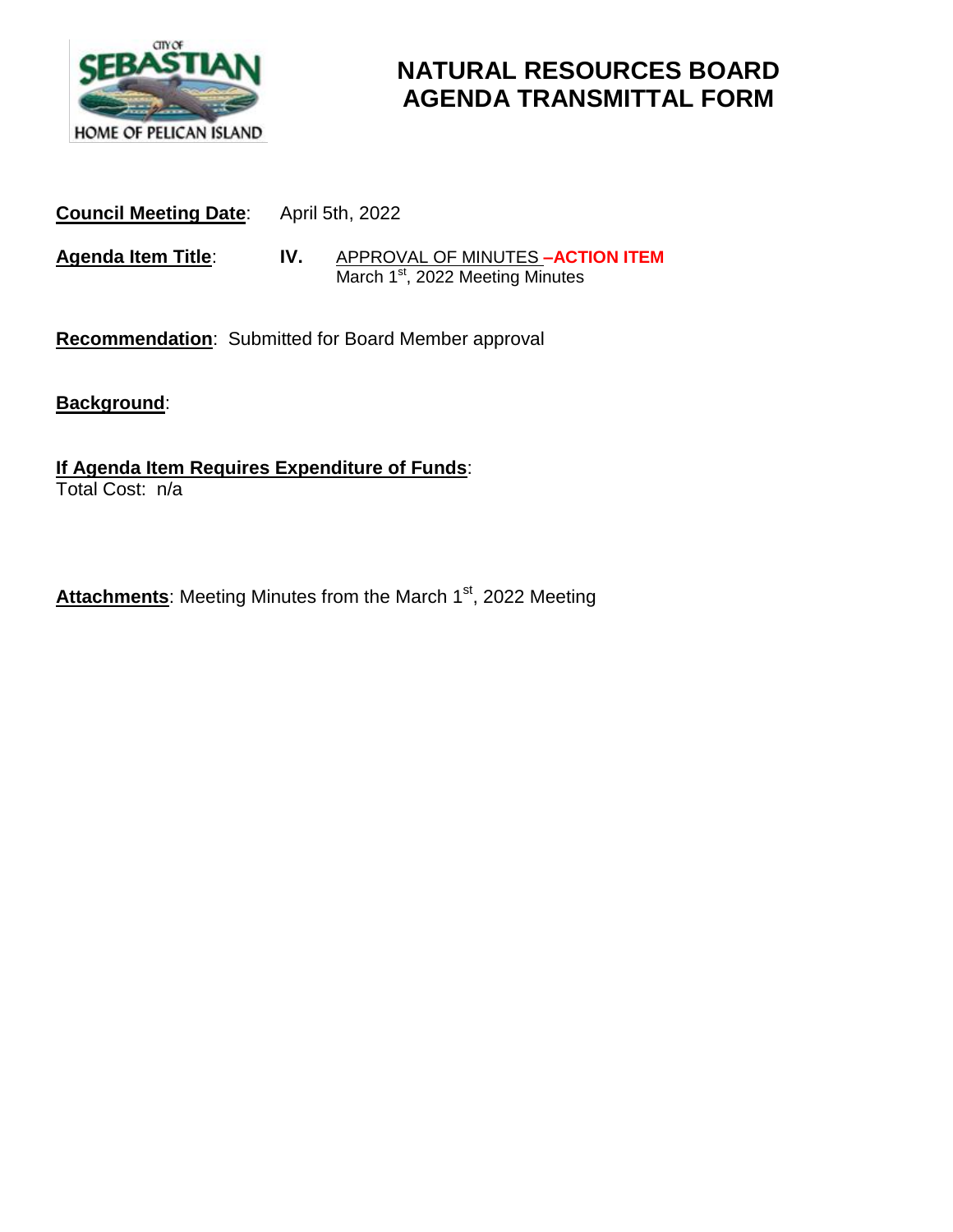# NATURAL RESOURCES BOARD AGENDA TRANSMITTAL FORM

**Council Meeting Date**: April 5th, 2022

**Agenda Item Title**: **IV.** APPROVAL OF MINUTES **–ACTION ITEM**
March 1st, 2022 Meeting Minutes

**Recommendation**: Submitted for Board Member approval

**Background**:

**If Agenda Item Requires Expenditure of Funds**:
Total Cost: n/a

**Attachments**: Meeting Minutes from the March 1st, 2022 Meeting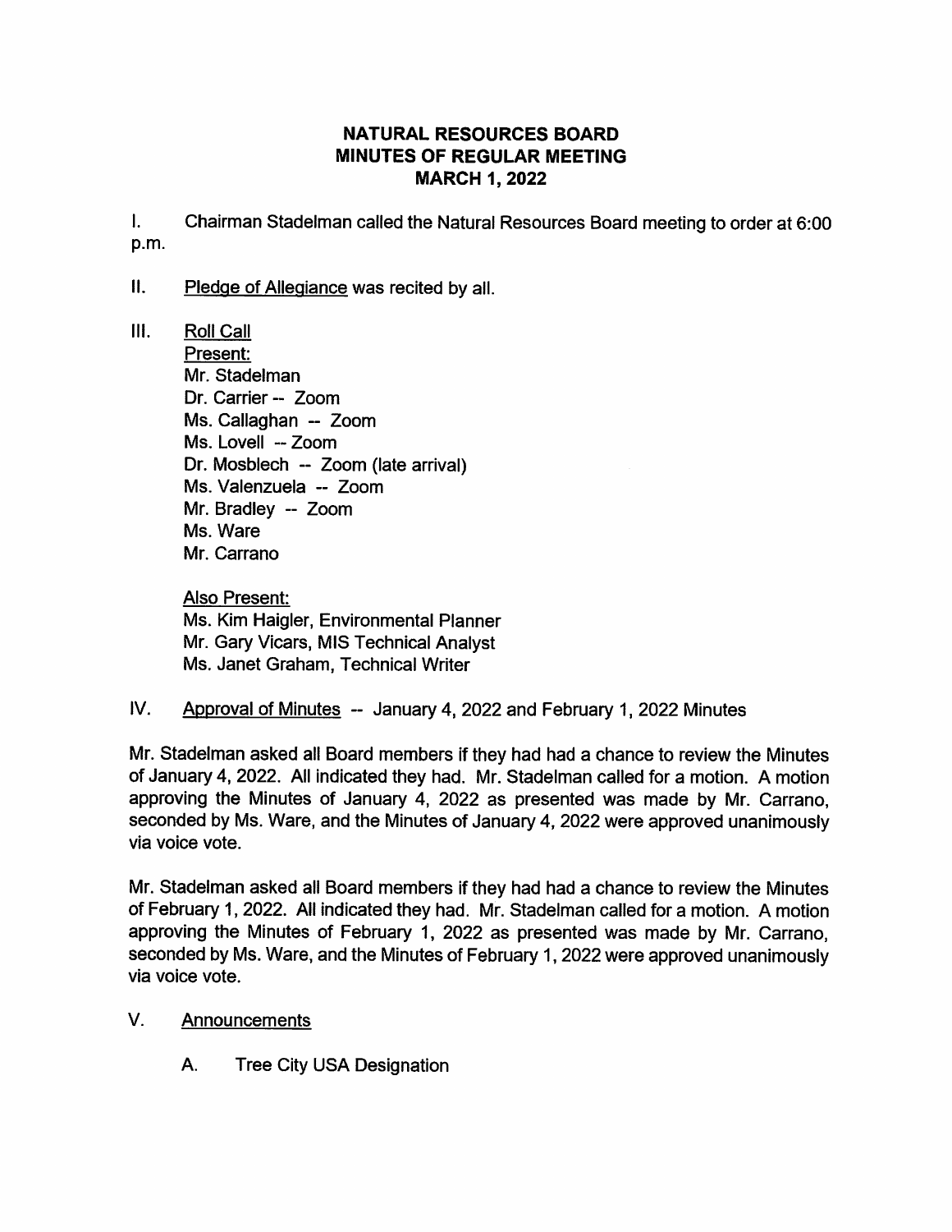# NATURAL RESOURCES BOARD
## MINUTES OF REGULAR MEETING
### MARCH 1, 2022

I. Chairman Stadelman called the Natural Resources Board meeting to order at 6:00 p.m.

II. Pledge of Allegiance was recited by all.

III. Roll Call

Present:
Mr. Stadelman
Dr. Carrier -- Zoom
Ms. Callaghan -- Zoom
Ms. Lovell -- Zoom
Dr. Mosblech -- Zoom (late arrival)
Ms. Valenzuela -- Zoom
Mr. Bradley -- Zoom
Ms. Ware
Mr. Carrano

Also Present:
Ms. Kim Haigler, Environmental Planner
Mr. Gary Vicars, MIS Technical Analyst
Ms. Janet Graham, Technical Writer

IV. Approval of Minutes -- January 4, 2022 and February 1, 2022 Minutes

Mr. Stadelman asked all Board members if they had had a chance to review the Minutes of January 4, 2022. All indicated they had. Mr. Stadelman called for a motion. A motion approving the Minutes of January 4, 2022 as presented was made by Mr. Carrano, seconded by Ms. Ware, and the Minutes of January 4, 2022 were approved unanimously via voice vote.

Mr. Stadelman asked all Board members if they had had a chance to review the Minutes of February 1, 2022. All indicated they had. Mr. Stadelman called for a motion. A motion approving the Minutes of February 1, 2022 as presented was made by Mr. Carrano, seconded by Ms. Ware, and the Minutes of February 1, 2022 were approved unanimously via voice vote.

V. Announcements

A. Tree City USA Designation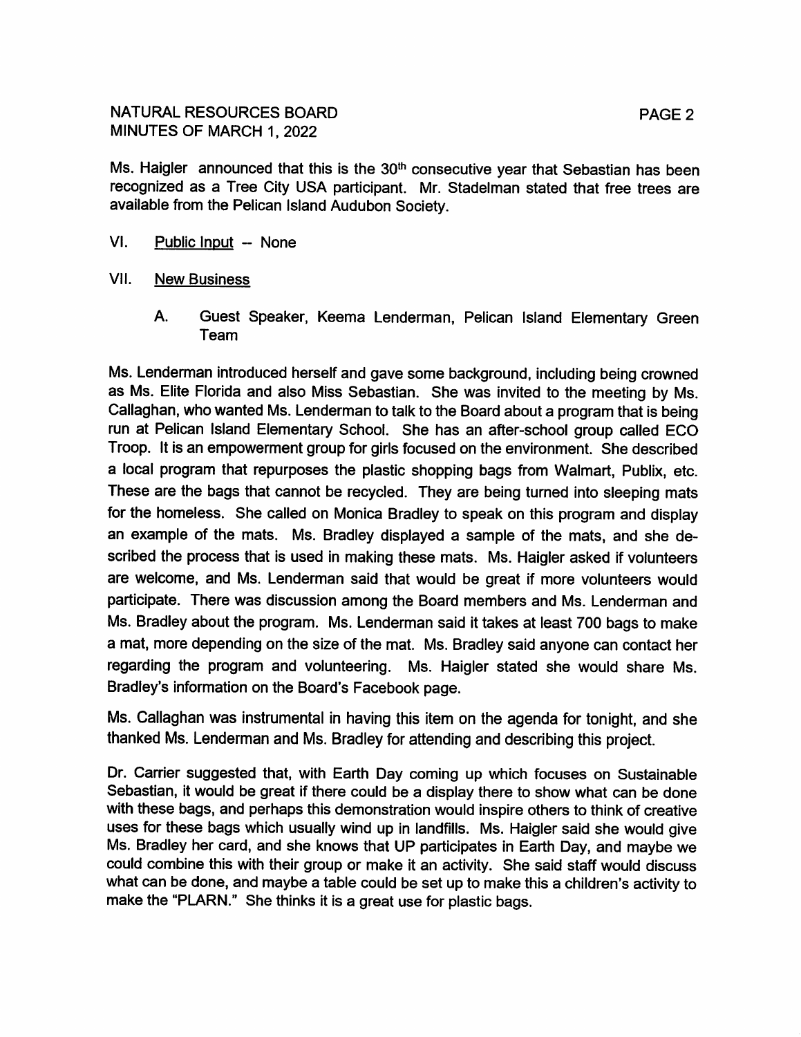Ms. Haigler announced that this is the 30th consecutive year that Sebastian has been recognized as a Tree City USA participant. Mr. Stadelman stated that free trees are available from the Pelican Island Audubon Society.

VI. Public Input -- None

VII. New Business

A. Guest Speaker, Keema Lenderman, Pelican Island Elementary Green Team

Ms. Lenderman introduced herself and gave some background, including being crowned as Ms. Elite Florida and also Miss Sebastian. She was invited to the meeting by Ms. Callaghan, who wanted Ms. Lenderman to talk to the Board about a program that is being run at Pelican Island Elementary School. She has an after-school group called ECO Troop. It is an empowerment group for girls focused on the environment. She described a local program that repurposes the plastic shopping bags from Walmart, Publix, etc. These are the bags that cannot be recycled. They are being turned into sleeping mats for the homeless. She called on Monica Bradley to speak on this program and display an example of the mats. Ms. Bradley displayed a sample of the mats, and she described the process that is used in making these mats. Ms. Haigler asked if volunteers are welcome, and Ms. Lenderman said that would be great if more volunteers would participate. There was discussion among the Board members and Ms. Lenderman and Ms. Bradley about the program. Ms. Lenderman said it takes at least 700 bags to make a mat, more depending on the size of the mat. Ms. Bradley said anyone can contact her regarding the program and volunteering. Ms. Haigler stated she would share Ms. Bradley's information on the Board's Facebook page.

Ms. Callaghan was instrumental in having this item on the agenda for tonight, and she thanked Ms. Lenderman and Ms. Bradley for attending and describing this project.

Dr. Carrier suggested that, with Earth Day coming up which focuses on Sustainable Sebastian, it would be great if there could be a display there to show what can be done with these bags, and perhaps this demonstration would inspire others to think of creative uses for these bags which usually wind up in landfills. Ms. Haigler said she would give Ms. Bradley her card, and she knows that UP participates in Earth Day, and maybe we could combine this with their group or make it an activity. She said staff would discuss what can be done, and maybe a table could be set up to make this a children's activity to make the "PLARN." She thinks it is a great use for plastic bags.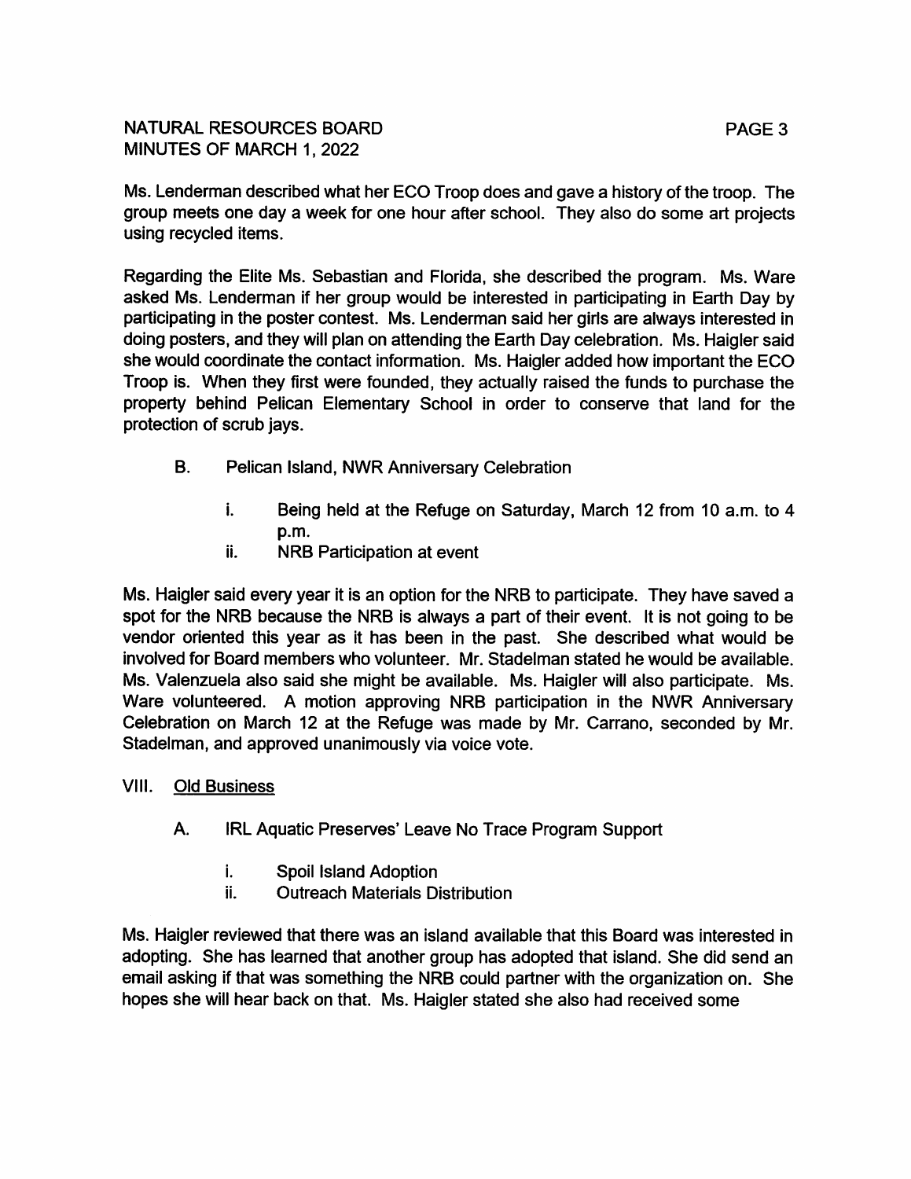Ms. Lenderman described what her ECO Troop does and gave a history of the troop. The group meets one day a week for one hour after school. They also do some art projects using recycled items.

Regarding the Elite Ms. Sebastian and Florida, she described the program. Ms. Ware asked Ms. Lenderman if her group would be interested in participating in Earth Day by participating in the poster contest. Ms. Lenderman said her girls are always interested in doing posters, and they will plan on attending the Earth Day celebration. Ms. Haigler said she would coordinate the contact information. Ms. Haigler added how important the ECO Troop is. When they first were founded, they actually raised the funds to purchase the property behind Pelican Elementary School in order to conserve that land for the protection of scrub jays.

B. Pelican Island, NWR Anniversary Celebration

   i. Being held at the Refuge on Saturday, March 12 from 10 a.m. to 4 p.m.
   ii. NRB Participation at event

Ms. Haigler said every year it is an option for the NRB to participate. They have saved a spot for the NRB because the NRB is always a part of their event. It is not going to be vendor oriented this year as it has been in the past. She described what would be involved for Board members who volunteer. Mr. Stadelman stated he would be available. Ms. Valenzuela also said she might be available. Ms. Haigler will also participate. Ms. Ware volunteered. A motion approving NRB participation in the NWR Anniversary Celebration on March 12 at the Refuge was made by Mr. Carrano, seconded by Mr. Stadelman, and approved unanimously via voice vote.

## VIII. Old Business

A. IRL Aquatic Preserves' Leave No Trace Program Support

   i. Spoil Island Adoption
   ii. Outreach Materials Distribution

Ms. Haigler reviewed that there was an island available that this Board was interested in adopting. She has learned that another group has adopted that island. She did send an email asking if that was something the NRB could partner with the organization on. She hopes she will hear back on that. Ms. Haigler stated she also had received some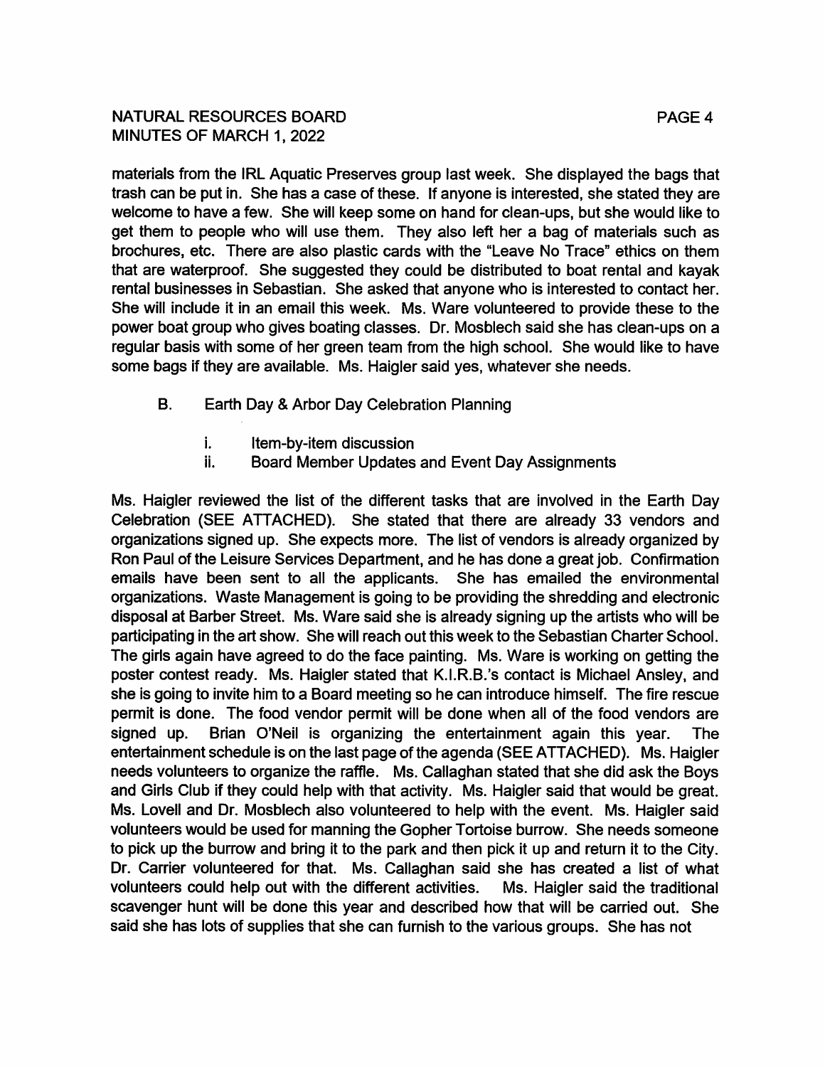materials from the IRL Aquatic Preserves group last week. She displayed the bags that trash can be put in. She has a case of these. If anyone is interested, she stated they are welcome to have a few. She will keep some on hand for clean-ups, but she would like to get them to people who will use them. They also left her a bag of materials such as brochures, etc. There are also plastic cards with the "Leave No Trace" ethics on them that are waterproof. She suggested they could be distributed to boat rental and kayak rental businesses in Sebastian. She asked that anyone who is interested to contact her. She will include it in an email this week. Ms. Ware volunteered to provide these to the power boat group who gives boating classes. Dr. Mosblech said she has clean-ups on a regular basis with some of her green team from the high school. She would like to have some bags if they are available. Ms. Haigler said yes, whatever she needs.

B. Earth Day & Arbor Day Celebration Planning

   i. Item-by-item discussion
   ii. Board Member Updates and Event Day Assignments

Ms. Haigler reviewed the list of the different tasks that are involved in the Earth Day Celebration (SEE ATTACHED). She stated that there are already 33 vendors and organizations signed up. She expects more. The list of vendors is already organized by Ron Paul of the Leisure Services Department, and he has done a great job. Confirmation emails have been sent to all the applicants. She has emailed the environmental organizations. Waste Management is going to be providing the shredding and electronic disposal at Barber Street. Ms. Ware said she is already signing up the artists who will be participating in the art show. She will reach out this week to the Sebastian Charter School. The girls again have agreed to do the face painting. Ms. Ware is working on getting the poster contest ready. Ms. Haigler stated that K.I.R.B.'s contact is Michael Ansley, and she is going to invite him to a Board meeting so he can introduce himself. The fire rescue permit is done. The food vendor permit will be done when all of the food vendors are signed up. Brian O'Neil is organizing the entertainment again this year. The entertainment schedule is on the last page of the agenda (SEE ATTACHED). Ms. Haigler needs volunteers to organize the raffle. Ms. Callaghan stated that she did ask the Boys and Girls Club if they could help with that activity. Ms. Haigler said that would be great. Ms. Lovell and Dr. Mosblech also volunteered to help with the event. Ms. Haigler said volunteers would be used for manning the Gopher Tortoise burrow. She needs someone to pick up the burrow and bring it to the park and then pick it up and return it to the City. Dr. Carrier volunteered for that. Ms. Callaghan said she has created a list of what volunteers could help out with the different activities. Ms. Haigler said the traditional scavenger hunt will be done this year and described how that will be carried out. She said she has lots of supplies that she can furnish to the various groups. She has not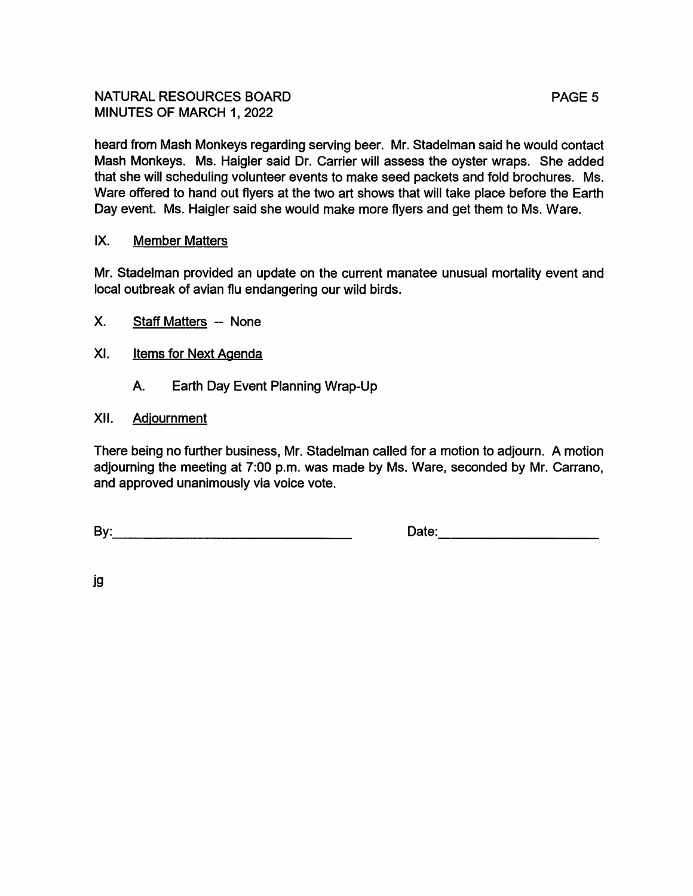heard from Mash Monkeys regarding serving beer. Mr. Stadelman said he would contact Mash Monkeys. Ms. Haigler said Dr. Carrier will assess the oyster wraps. She added that she will scheduling volunteer events to make seed packets and fold brochures. Ms. Ware offered to hand out flyers at the two art shows that will take place before the Earth Day event. Ms. Haigler said she would make more flyers and get them to Ms. Ware.

## IX. Member Matters

Mr. Stadelman provided an update on the current manatee unusual mortality event and local outbreak of avian flu endangering our wild birds.

## X. Staff Matters -- None

## XI. Items for Next Agenda

A. Earth Day Event Planning Wrap-Up

## XII. Adjournment

There being no further business, Mr. Stadelman called for a motion to adjourn. A motion adjourning the meeting at 7:00 p.m. was made by Ms. Ware, seconded by Mr. Carrano, and approved unanimously via voice vote.

By:______________________________ Date:____________________

jg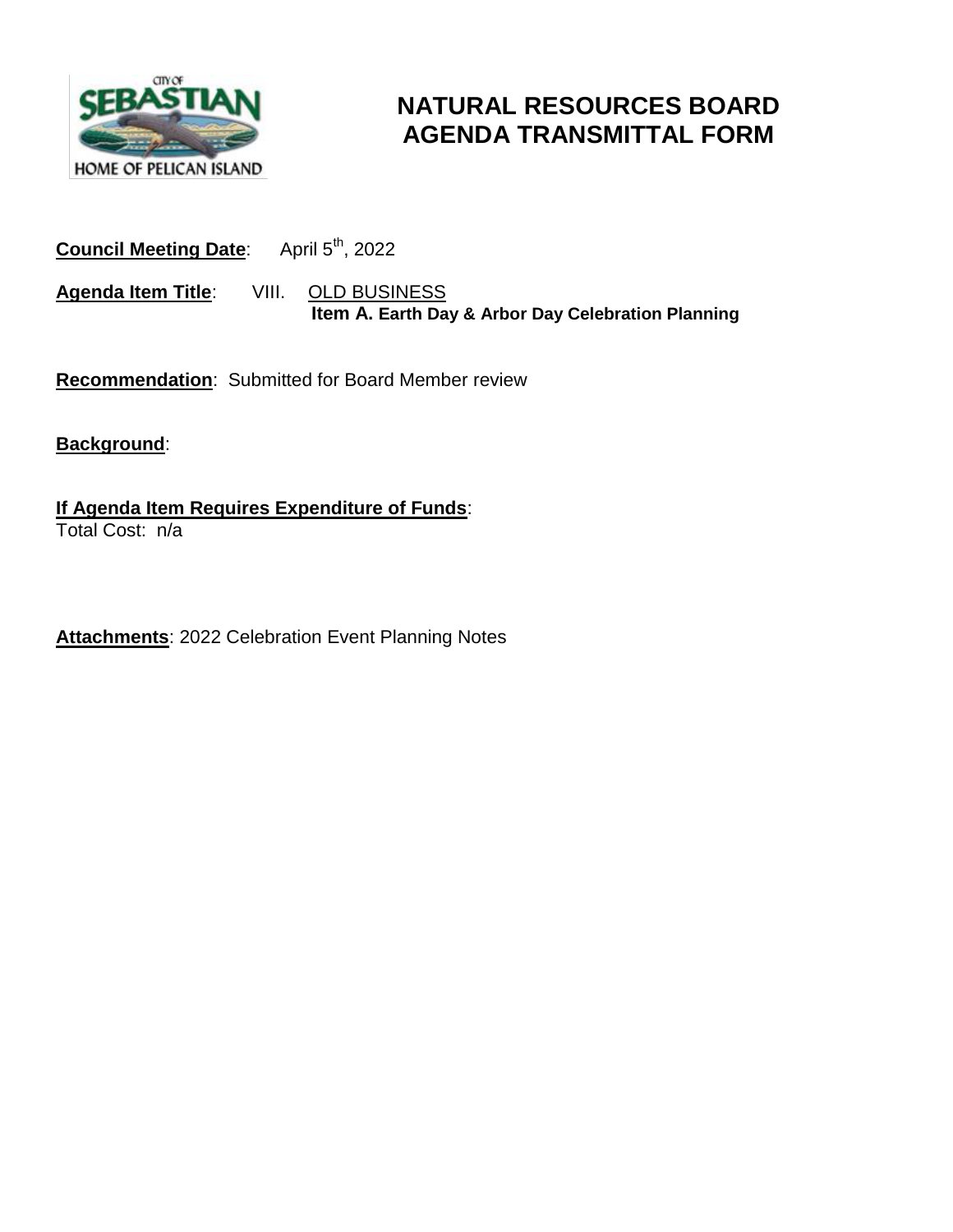# NATURAL RESOURCES BOARD AGENDA TRANSMITTAL FORM

**Council Meeting Date**: April 5th, 2022

**Agenda Item Title**: VIII. OLD BUSINESS
**Item A. Earth Day & Arbor Day Celebration Planning**

**Recommendation**: Submitted for Board Member review

**Background**:

**If Agenda Item Requires Expenditure of Funds**:
Total Cost: n/a

**Attachments**: 2022 Celebration Event Planning Notes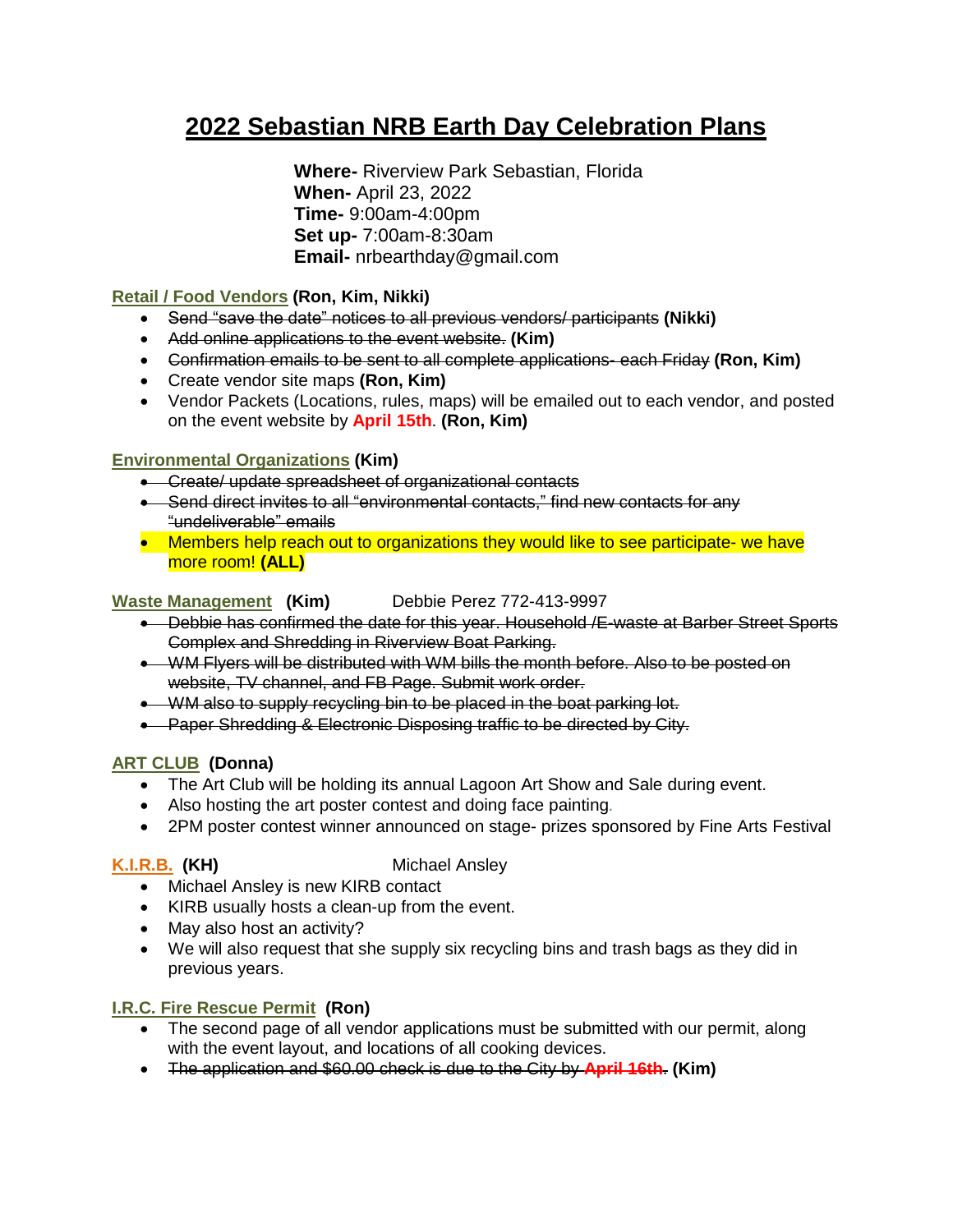# 2022 Sebastian NRB Earth Day Celebration Plans

**Where-** Riverview Park Sebastian, Florida
**When-** April 23, 2022
**Time-** 9:00am-4:00pm
**Set up-** 7:00am-8:30am
**Email-** nrbearthday@gmail.com

**Retail / Food Vendors** **(Ron, Kim, Nikki)**

- ~~Send "save the date" notices to all previous vendors/ participants~~ **(Nikki)**
- ~~Add online applications to the event website.~~ **(Kim)**
- ~~Confirmation emails to be sent to all complete applications- each Friday~~ **(Ron, Kim)**
- Create vendor site maps **(Ron, Kim)**
- Vendor Packets (Locations, rules, maps) will be emailed out to each vendor, and posted on the event website by **April 15th**. **(Ron, Kim)**

**Environmental Organizations** **(Kim)**

- ~~Create/ update spreadsheet of organizational contacts~~
- ~~Send direct invites to all "environmental contacts," find new contacts for any "undeliverable" emails~~
- Members help reach out to organizations they would like to see participate- we have more room! **(ALL)**

**Waste Management** **(Kim)** Debbie Perez 772-413-9997

- ~~Debbie has confirmed the date for this year. Household /E-waste at Barber Street Sports Complex and Shredding in Riverview Boat Parking.~~
- ~~WM Flyers will be distributed with WM bills the month before. Also to be posted on website, TV channel, and FB Page. Submit work order.~~
- ~~WM also to supply recycling bin to be placed in the boat parking lot.~~
- ~~Paper Shredding & Electronic Disposing traffic to be directed by City.~~

**ART CLUB** **(Donna)**

- The Art Club will be holding its annual Lagoon Art Show and Sale during event.
- Also hosting the art poster contest and doing face painting.
- 2PM poster contest winner announced on stage- prizes sponsored by Fine Arts Festival

**K.I.R.B.** **(KH)** Michael Ansley

- Michael Ansley is new KIRB contact
- KIRB usually hosts a clean-up from the event.
- May also host an activity?
- We will also request that she supply six recycling bins and trash bags as they did in previous years.

**I.R.C. Fire Rescue Permit** **(Ron)**

- The second page of all vendor applications must be submitted with our permit, along with the event layout, and locations of all cooking devices.
- ~~The application and $60.00 check is due to the City by April 16th.~~ **(Kim)**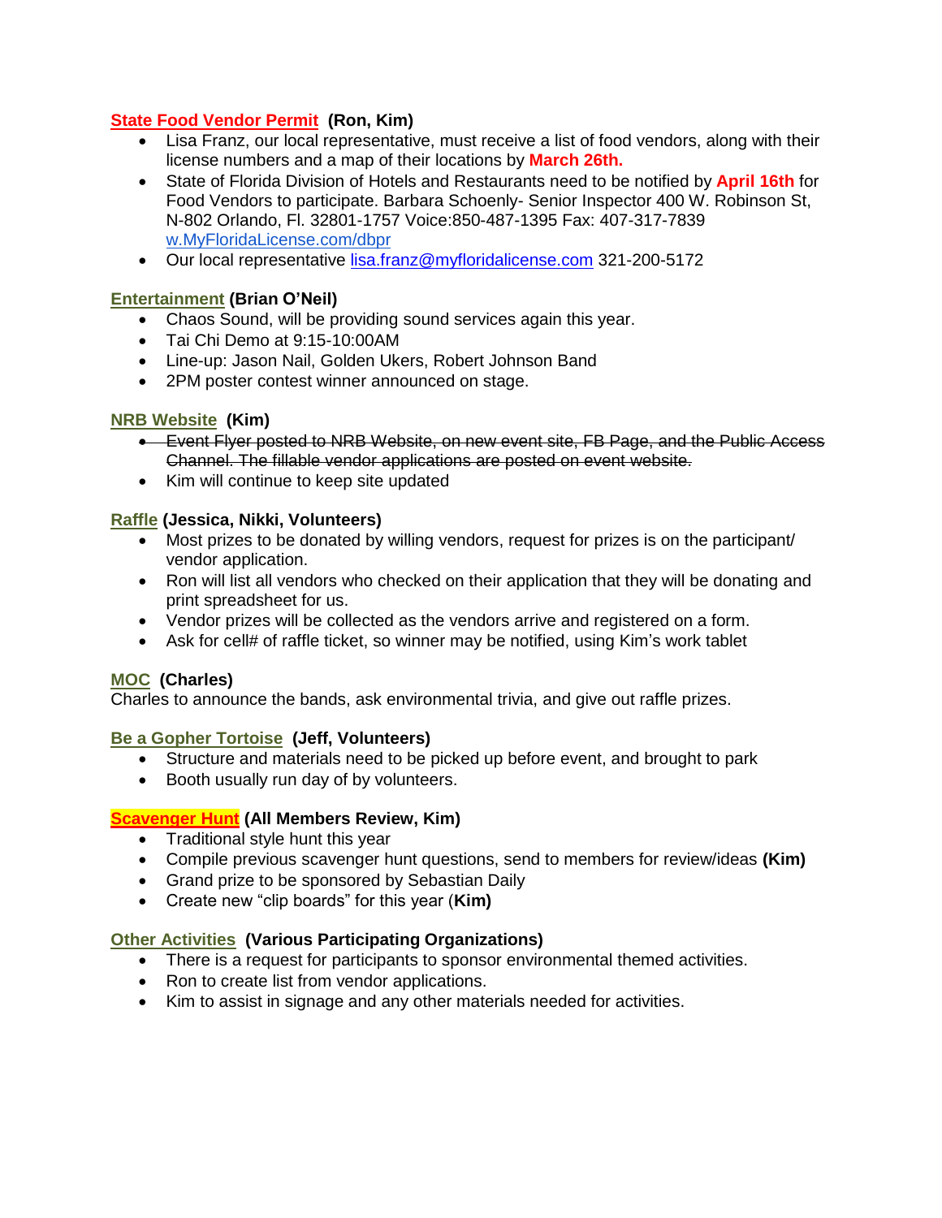**State Food Vendor Permit (Ron, Kim)**

- Lisa Franz, our local representative, must receive a list of food vendors, along with their license numbers and a map of their locations by **March 26th.**
- State of Florida Division of Hotels and Restaurants need to be notified by **April 16th** for Food Vendors to participate. Barbara Schoenly- Senior Inspector 400 W. Robinson St, N-802 Orlando, Fl. 32801-1757 Voice:850-487-1395 Fax: 407-317-7839 w.MyFloridaLicense.com/dbpr
- Our local representative lisa.franz@myfloridalicense.com 321-200-5172

**Entertainment (Brian O'Neil)**

- Chaos Sound, will be providing sound services again this year.
- Tai Chi Demo at 9:15-10:00AM
- Line-up: Jason Nail, Golden Ukers, Robert Johnson Band
- 2PM poster contest winner announced on stage.

**NRB Website (Kim)**

- ~~Event Flyer posted to NRB Website, on new event site, FB Page, and the Public Access Channel. The fillable vendor applications are posted on event website.~~
- Kim will continue to keep site updated

**Raffle (Jessica, Nikki, Volunteers)**

- Most prizes to be donated by willing vendors, request for prizes is on the participant/ vendor application.
- Ron will list all vendors who checked on their application that they will be donating and print spreadsheet for us.
- Vendor prizes will be collected as the vendors arrive and registered on a form.
- Ask for cell# of raffle ticket, so winner may be notified, using Kim's work tablet

**MOC (Charles)**

Charles to announce the bands, ask environmental trivia, and give out raffle prizes.

**Be a Gopher Tortoise (Jeff, Volunteers)**

- Structure and materials need to be picked up before event, and brought to park
- Booth usually run day of by volunteers.

**Scavenger Hunt (All Members Review, Kim)**

- Traditional style hunt this year
- Compile previous scavenger hunt questions, send to members for review/ideas **(Kim)**
- Grand prize to be sponsored by Sebastian Daily
- Create new "clip boards" for this year (**Kim)**

**Other Activities (Various Participating Organizations)**

- There is a request for participants to sponsor environmental themed activities.
- Ron to create list from vendor applications.
- Kim to assist in signage and any other materials needed for activities.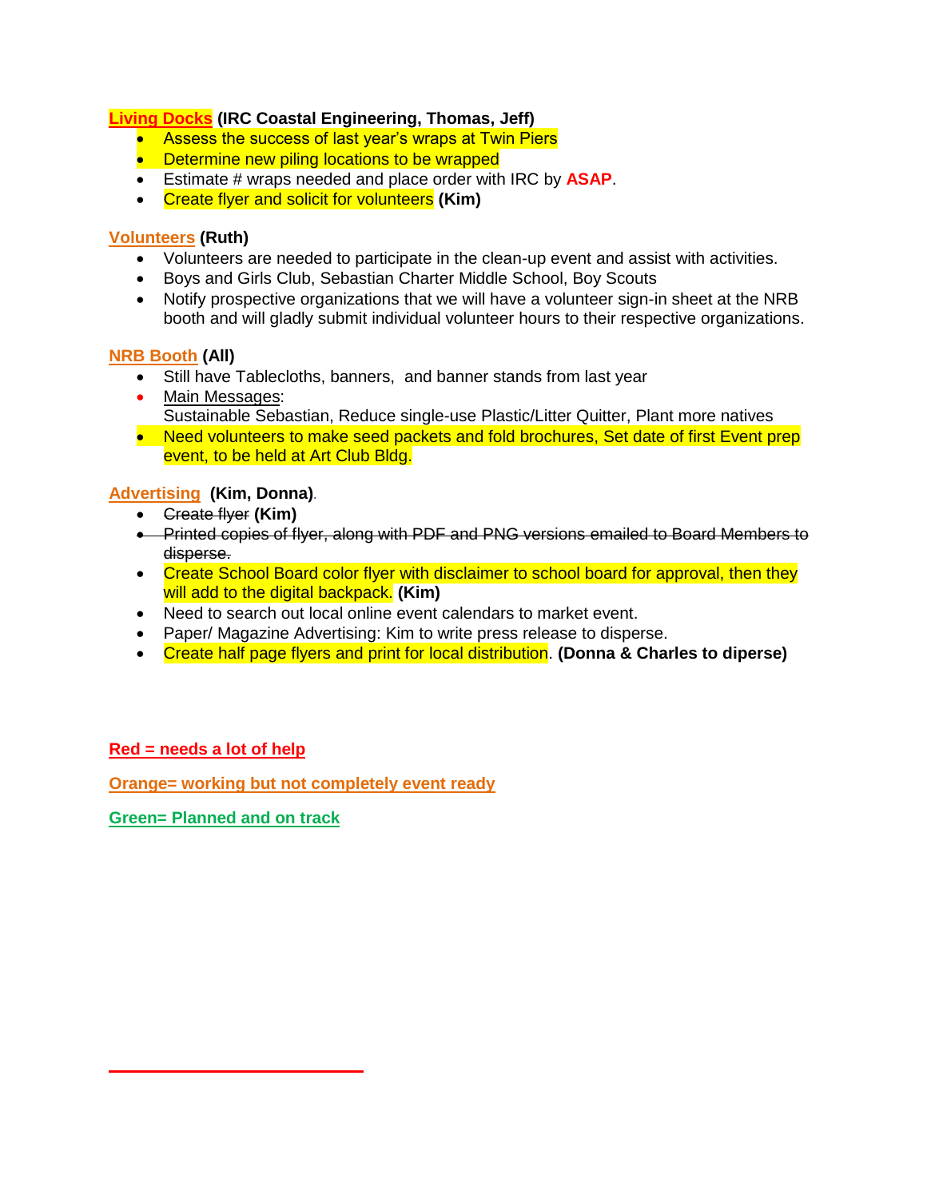**Living Docks** **(IRC Coastal Engineering, Thomas, Jeff)**

- Assess the success of last year's wraps at Twin Piers
- Determine new piling locations to be wrapped
- Estimate # wraps needed and place order with IRC by **ASAP**.
- Create flyer and solicit for volunteers **(Kim)**

**Volunteers** **(Ruth)**

- Volunteers are needed to participate in the clean-up event and assist with activities.
- Boys and Girls Club, Sebastian Charter Middle School, Boy Scouts
- Notify prospective organizations that we will have a volunteer sign-in sheet at the NRB booth and will gladly submit individual volunteer hours to their respective organizations.

**NRB Booth** **(All)**

- Still have Tablecloths, banners, and banner stands from last year
- Main Messages:
  Sustainable Sebastian, Reduce single-use Plastic/Litter Quitter, Plant more natives
- Need volunteers to make seed packets and fold brochures, Set date of first Event prep event, to be held at Art Club Bldg.

**Advertising** **(Kim, Donna)**.

- ~~Create flyer~~ **(Kim)**
- ~~Printed copies of flyer, along with PDF and PNG versions emailed to Board Members to disperse.~~
- Create School Board color flyer with disclaimer to school board for approval, then they will add to the digital backpack. **(Kim)**
- Need to search out local online event calendars to market event.
- Paper/ Magazine Advertising: Kim to write press release to disperse.
- Create half page flyers and print for local distribution. **(Donna & Charles to diperse)**

**Red = needs a lot of help**

**Orange= working but not completely event ready**

**Green= Planned and on track**